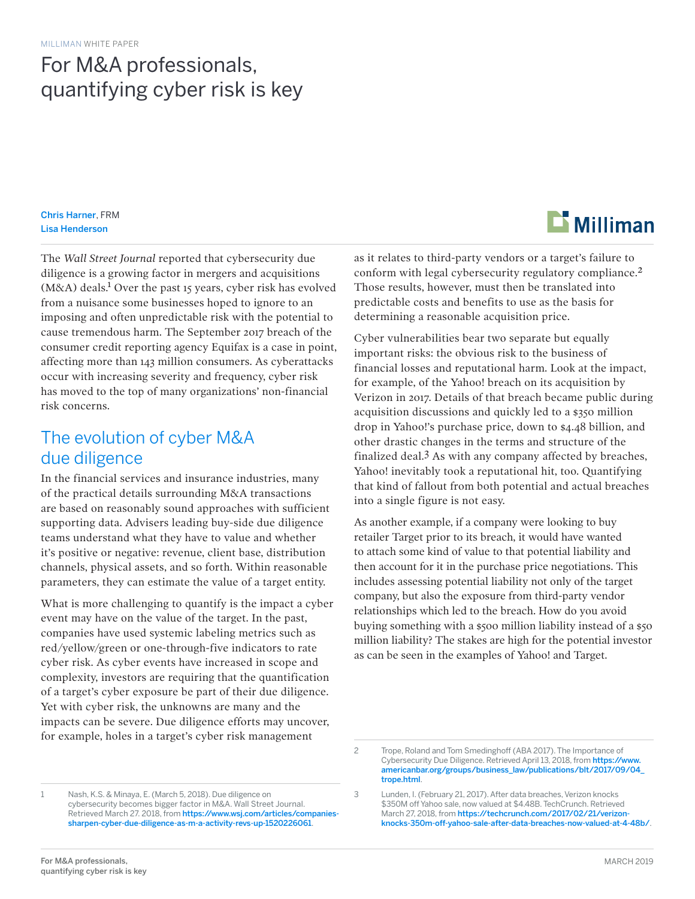MILLIMAN WHITE PAPER

# For M&A professionals, quantifying cyber risk is key

**Chris Harner**, FRM
**Lisa Henderson**

The *Wall Street Journal* reported that cybersecurity due diligence is a growing factor in mergers and acquisitions (M&A) deals.[1] Over the past 15 years, cyber risk has evolved from a nuisance some businesses hoped to ignore to an imposing and often unpredictable risk with the potential to cause tremendous harm. The September 2017 breach of the consumer credit reporting agency Equifax is a case in point, affecting more than 143 million consumers. As cyberattacks occur with increasing severity and frequency, cyber risk has moved to the top of many organizations' non-financial risk concerns.

## The evolution of cyber M&A due diligence

In the financial services and insurance industries, many of the practical details surrounding M&A transactions are based on reasonably sound approaches with sufficient supporting data. Advisers leading buy-side due diligence teams understand what they have to value and whether it's positive or negative: revenue, client base, distribution channels, physical assets, and so forth. Within reasonable parameters, they can estimate the value of a target entity.

What is more challenging to quantify is the impact a cyber event may have on the value of the target. In the past, companies have used systemic labeling metrics such as red/yellow/green or one-through-five indicators to rate cyber risk. As cyber events have increased in scope and complexity, investors are requiring that the quantification of a target's cyber exposure be part of their due diligence. Yet with cyber risk, the unknowns are many and the impacts can be severe. Due diligence efforts may uncover, for example, holes in a target's cyber risk management as it relates to third-party vendors or a target's failure to conform with legal cybersecurity regulatory compliance.[2] Those results, however, must then be translated into predictable costs and benefits to use as the basis for determining a reasonable acquisition price.

Cyber vulnerabilities bear two separate but equally important risks: the obvious risk to the business of financial losses and reputational harm. Look at the impact, for example, of the Yahoo! breach on its acquisition by Verizon in 2017. Details of that breach became public during acquisition discussions and quickly led to a $350 million drop in Yahoo!'s purchase price, down to $4.48 billion, and other drastic changes in the terms and structure of the finalized deal.[3] As with any company affected by breaches, Yahoo! inevitably took a reputational hit, too. Quantifying that kind of fallout from both potential and actual breaches into a single figure is not easy.

As another example, if a company were looking to buy retailer Target prior to its breach, it would have wanted to attach some kind of value to that potential liability and then account for it in the purchase price negotiations. This includes assessing potential liability not only of the target company, but also the exposure from third-party vendor relationships which led to the breach. How do you avoid buying something with a $500 million liability instead of a $50 million liability? The stakes are high for the potential investor as can be seen in the examples of Yahoo! and Target.

---

1 Nash, K.S. & Minaya, E. (March 5, 2018). Due diligence on cybersecurity becomes bigger factor in M&A. Wall Street Journal. Retrieved March 27. 2018, from https://www.wsj.com/articles/companies-sharpen-cyber-due-diligence-as-m-a-activity-revs-up-1520226061.

2 Trope, Roland and Tom Smedinghoff (ABA 2017). The Importance of Cybersecurity Due Diligence. Retrieved April 13, 2018, from https://www.americanbar.org/groups/business_law/publications/blt/2017/09/04_trope.html.

3 Lunden, I. (February 21, 2017). After data breaches, Verizon knocks $350M off Yahoo sale, now valued at $4.48B. TechCrunch. Retrieved March 27, 2018, from https://techcrunch.com/2017/02/21/verizon-knocks-350m-off-yahoo-sale-after-data-breaches-now-valued-at-4-48b/.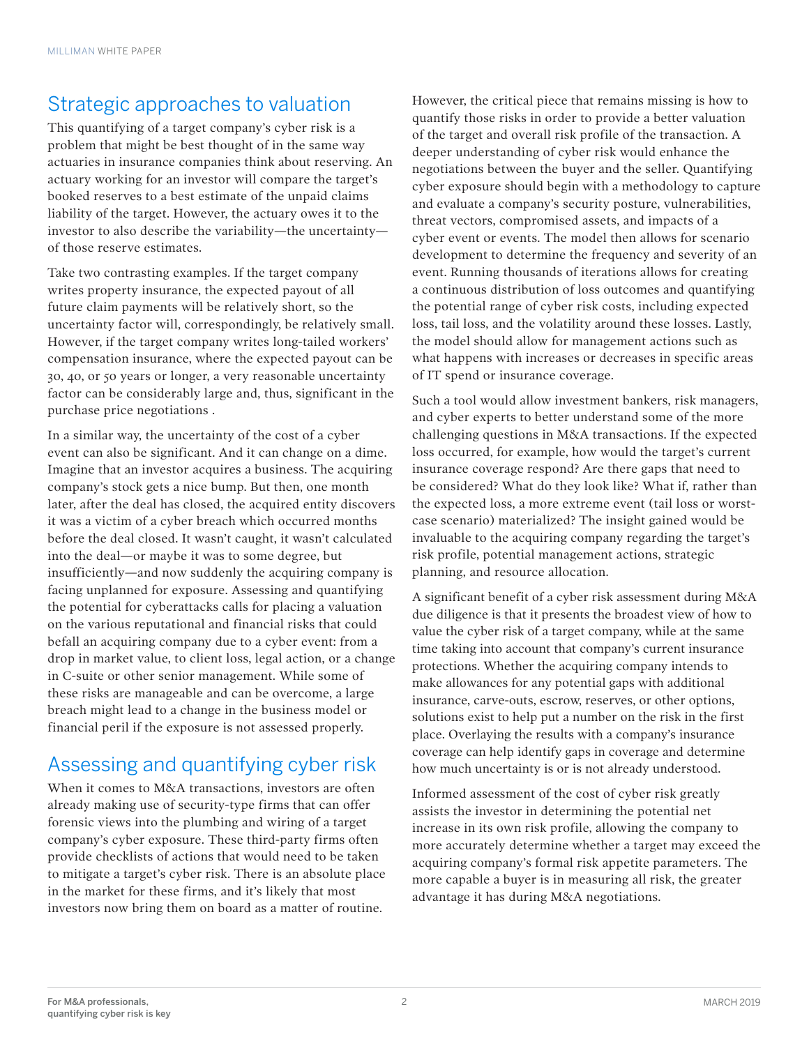## Strategic approaches to valuation

This quantifying of a target company's cyber risk is a problem that might be best thought of in the same way actuaries in insurance companies think about reserving. An actuary working for an investor will compare the target's booked reserves to a best estimate of the unpaid claims liability of the target. However, the actuary owes it to the investor to also describe the variability—the uncertainty—of those reserve estimates.

Take two contrasting examples. If the target company writes property insurance, the expected payout of all future claim payments will be relatively short, so the uncertainty factor will, correspondingly, be relatively small. However, if the target company writes long-tailed workers' compensation insurance, where the expected payout can be 30, 40, or 50 years or longer, a very reasonable uncertainty factor can be considerably large and, thus, significant in the purchase price negotiations .

In a similar way, the uncertainty of the cost of a cyber event can also be significant. And it can change on a dime. Imagine that an investor acquires a business. The acquiring company's stock gets a nice bump. But then, one month later, after the deal has closed, the acquired entity discovers it was a victim of a cyber breach which occurred months before the deal closed. It wasn't caught, it wasn't calculated into the deal—or maybe it was to some degree, but insufficiently—and now suddenly the acquiring company is facing unplanned for exposure. Assessing and quantifying the potential for cyberattacks calls for placing a valuation on the various reputational and financial risks that could befall an acquiring company due to a cyber event: from a drop in market value, to client loss, legal action, or a change in C-suite or other senior management. While some of these risks are manageable and can be overcome, a large breach might lead to a change in the business model or financial peril if the exposure is not assessed properly.

## Assessing and quantifying cyber risk

When it comes to M&A transactions, investors are often already making use of security-type firms that can offer forensic views into the plumbing and wiring of a target company's cyber exposure. These third-party firms often provide checklists of actions that would need to be taken to mitigate a target's cyber risk. There is an absolute place in the market for these firms, and it's likely that most investors now bring them on board as a matter of routine.

However, the critical piece that remains missing is how to quantify those risks in order to provide a better valuation of the target and overall risk profile of the transaction. A deeper understanding of cyber risk would enhance the negotiations between the buyer and the seller. Quantifying cyber exposure should begin with a methodology to capture and evaluate a company's security posture, vulnerabilities, threat vectors, compromised assets, and impacts of a cyber event or events. The model then allows for scenario development to determine the frequency and severity of an event. Running thousands of iterations allows for creating a continuous distribution of loss outcomes and quantifying the potential range of cyber risk costs, including expected loss, tail loss, and the volatility around these losses. Lastly, the model should allow for management actions such as what happens with increases or decreases in specific areas of IT spend or insurance coverage.

Such a tool would allow investment bankers, risk managers, and cyber experts to better understand some of the more challenging questions in M&A transactions. If the expected loss occurred, for example, how would the target's current insurance coverage respond? Are there gaps that need to be considered? What do they look like? What if, rather than the expected loss, a more extreme event (tail loss or worst-case scenario) materialized? The insight gained would be invaluable to the acquiring company regarding the target's risk profile, potential management actions, strategic planning, and resource allocation.

A significant benefit of a cyber risk assessment during M&A due diligence is that it presents the broadest view of how to value the cyber risk of a target company, while at the same time taking into account that company's current insurance protections. Whether the acquiring company intends to make allowances for any potential gaps with additional insurance, carve-outs, escrow, reserves, or other options, solutions exist to help put a number on the risk in the first place. Overlaying the results with a company's insurance coverage can help identify gaps in coverage and determine how much uncertainty is or is not already understood.

Informed assessment of the cost of cyber risk greatly assists the investor in determining the potential net increase in its own risk profile, allowing the company to more accurately determine whether a target may exceed the acquiring company's formal risk appetite parameters. The more capable a buyer is in measuring all risk, the greater advantage it has during M&A negotiations.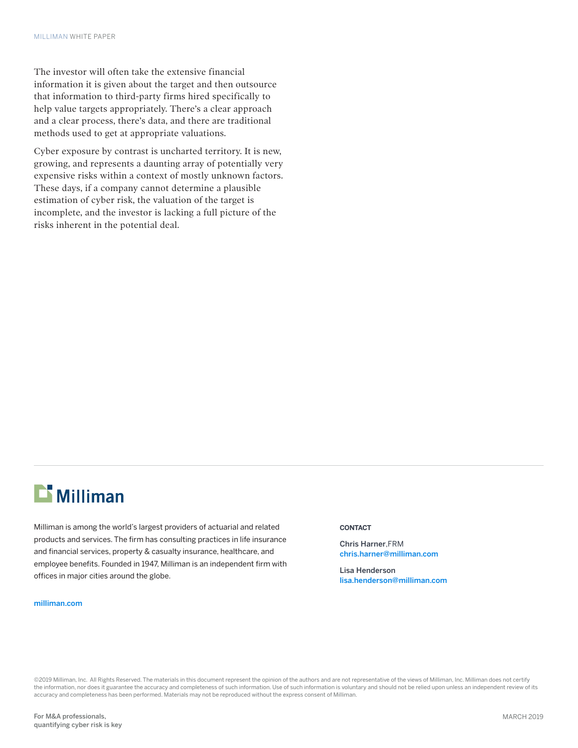The investor will often take the extensive financial information it is given about the target and then outsource that information to third-party firms hired specifically to help value targets appropriately. There's a clear approach and a clear process, there's data, and there are traditional methods used to get at appropriate valuations.

Cyber exposure by contrast is uncharted territory. It is new, growing, and represents a daunting array of potentially very expensive risks within a context of mostly unknown factors. These days, if a company cannot determine a plausible estimation of cyber risk, the valuation of the target is incomplete, and the investor is lacking a full picture of the risks inherent in the potential deal.

Milliman

Milliman is among the world's largest providers of actuarial and related products and services. The firm has consulting practices in life insurance and financial services, property & casualty insurance, healthcare, and employee benefits. Founded in 1947, Milliman is an independent firm with offices in major cities around the globe.

milliman.com

**CONTACT**

Chris Harner,FRM
chris.harner@milliman.com

Lisa Henderson
lisa.henderson@milliman.com

©2019 Milliman, Inc. All Rights Reserved. The materials in this document represent the opinion of the authors and are not representative of the views of Milliman, Inc. Milliman does not certify the information, nor does it guarantee the accuracy and completeness of such information. Use of such information is voluntary and should not be relied upon unless an independent review of its accuracy and completeness has been performed. Materials may not be reproduced without the express consent of Milliman.